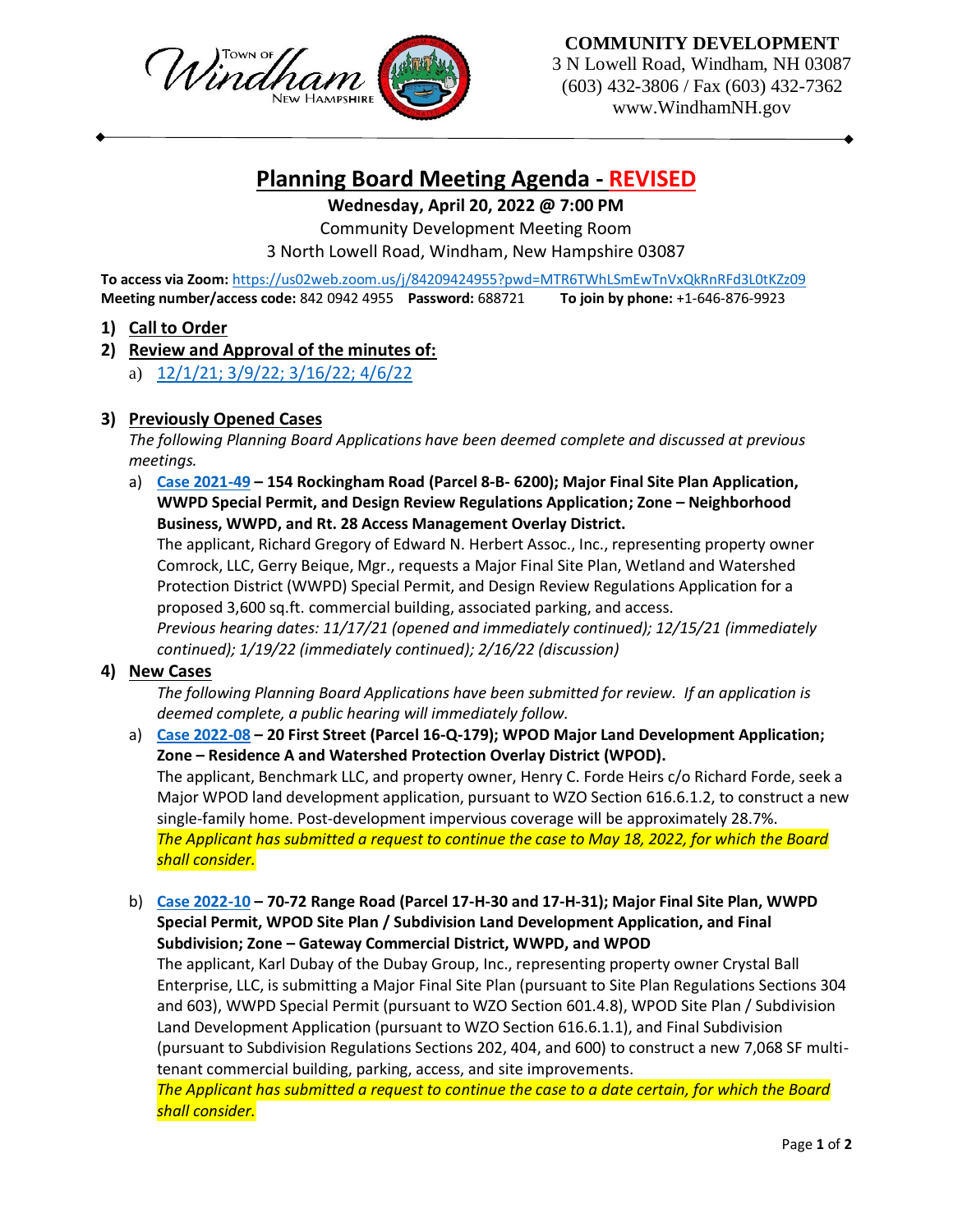Town of Windham New Hampshire

**COMMUNITY DEVELOPMENT**
3 N Lowell Road, Windham, NH 03087
(603) 432-3806 / Fax (603) 432-7362
www.WindhamNH.gov

# Planning Board Meeting Agenda - REVISED

**Wednesday, April 20, 2022 @ 7:00 PM**
Community Development Meeting Room
3 North Lowell Road, Windham, New Hampshire 03087

**To access via Zoom:** https://us02web.zoom.us/j/84209424955?pwd=MTR6TWhLSmEwTnVxQkRnRFd3L0tKZz09
**Meeting number/access code:** 842 0942 4955 **Password:** 688721 **To join by phone:** +1-646-876-9923

## 1) Call to Order

## 2) Review and Approval of the minutes of:

a) 12/1/21; 3/9/22; 3/16/22; 4/6/22

## 3) Previously Opened Cases

*The following Planning Board Applications have been deemed complete and discussed at previous meetings.*

a) **Case 2021-49 – 154 Rockingham Road (Parcel 8-B- 6200); Major Final Site Plan Application, WWPD Special Permit, and Design Review Regulations Application; Zone – Neighborhood Business, WWPD, and Rt. 28 Access Management Overlay District.**
The applicant, Richard Gregory of Edward N. Herbert Assoc., Inc., representing property owner Comrock, LLC, Gerry Beique, Mgr., requests a Major Final Site Plan, Wetland and Watershed Protection District (WWPD) Special Permit, and Design Review Regulations Application for a proposed 3,600 sq.ft. commercial building, associated parking, and access.
*Previous hearing dates: 11/17/21 (opened and immediately continued); 12/15/21 (immediately continued); 1/19/22 (immediately continued); 2/16/22 (discussion)*

## 4) New Cases

*The following Planning Board Applications have been submitted for review. If an application is deemed complete, a public hearing will immediately follow.*

a) **Case 2022-08 – 20 First Street (Parcel 16-Q-179); WPOD Major Land Development Application; Zone – Residence A and Watershed Protection Overlay District (WPOD).**
The applicant, Benchmark LLC, and property owner, Henry C. Forde Heirs c/o Richard Forde, seek a Major WPOD land development application, pursuant to WZO Section 616.6.1.2, to construct a new single-family home. Post-development impervious coverage will be approximately 28.7%.
*The Applicant has submitted a request to continue the case to May 18, 2022, for which the Board shall consider.*

b) **Case 2022-10 – 70-72 Range Road (Parcel 17-H-30 and 17-H-31); Major Final Site Plan, WWPD Special Permit, WPOD Site Plan / Subdivision Land Development Application, and Final Subdivision; Zone – Gateway Commercial District, WWPD, and WPOD**
The applicant, Karl Dubay of the Dubay Group, Inc., representing property owner Crystal Ball Enterprise, LLC, is submitting a Major Final Site Plan (pursuant to Site Plan Regulations Sections 304 and 603), WWPD Special Permit (pursuant to WZO Section 601.4.8), WPOD Site Plan / Subdivision Land Development Application (pursuant to WZO Section 616.6.1.1), and Final Subdivision (pursuant to Subdivision Regulations Sections 202, 404, and 600) to construct a new 7,068 SF multi-tenant commercial building, parking, access, and site improvements.
*The Applicant has submitted a request to continue the case to a date certain, for which the Board shall consider.*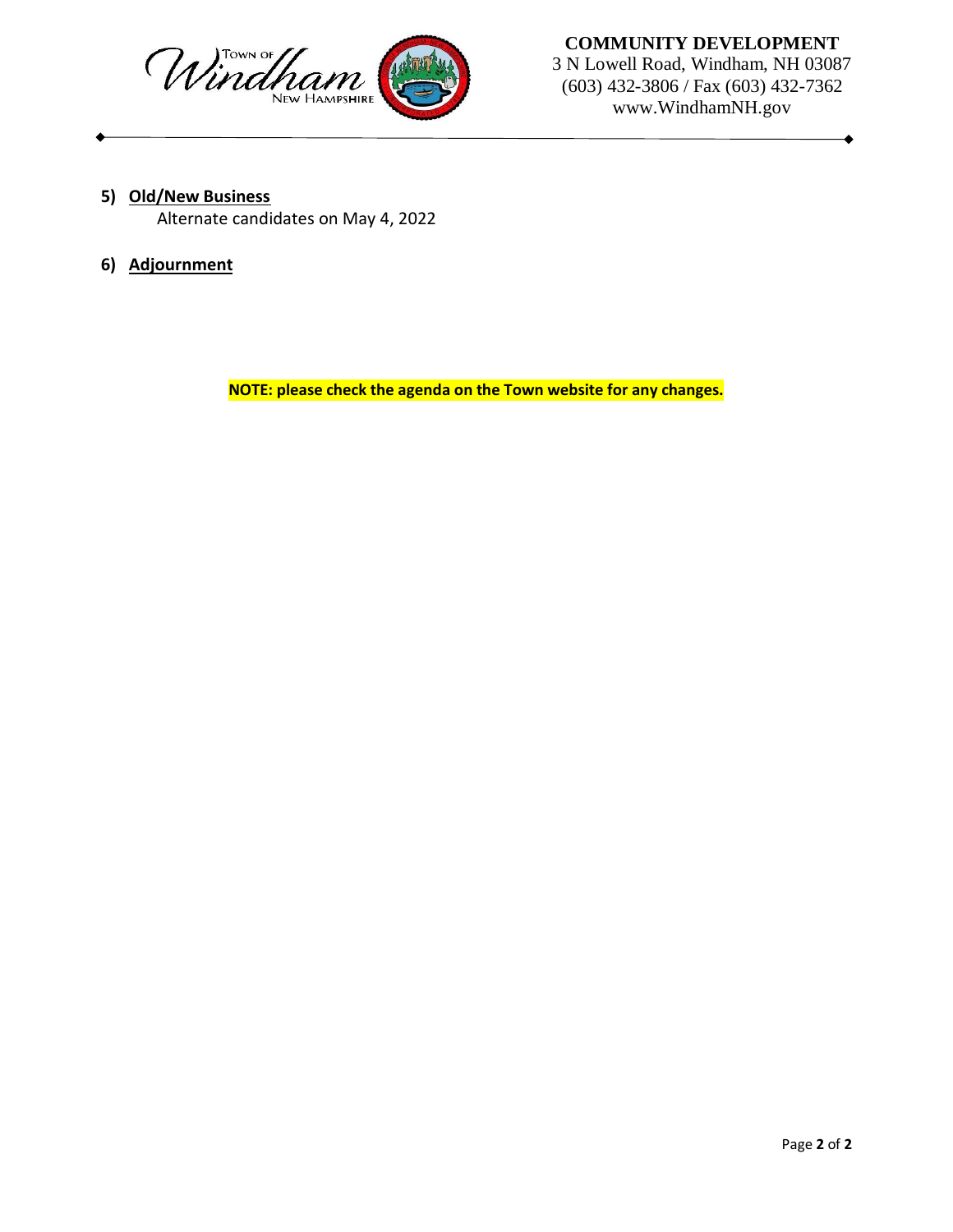**COMMUNITY DEVELOPMENT**
3 N Lowell Road, Windham, NH 03087
(603) 432-3806 / Fax (603) 432-7362
www.WindhamNH.gov

5) **Old/New Business**
   Alternate candidates on May 4, 2022

6) **Adjournment**

**NOTE: please check the agenda on the Town website for any changes.**